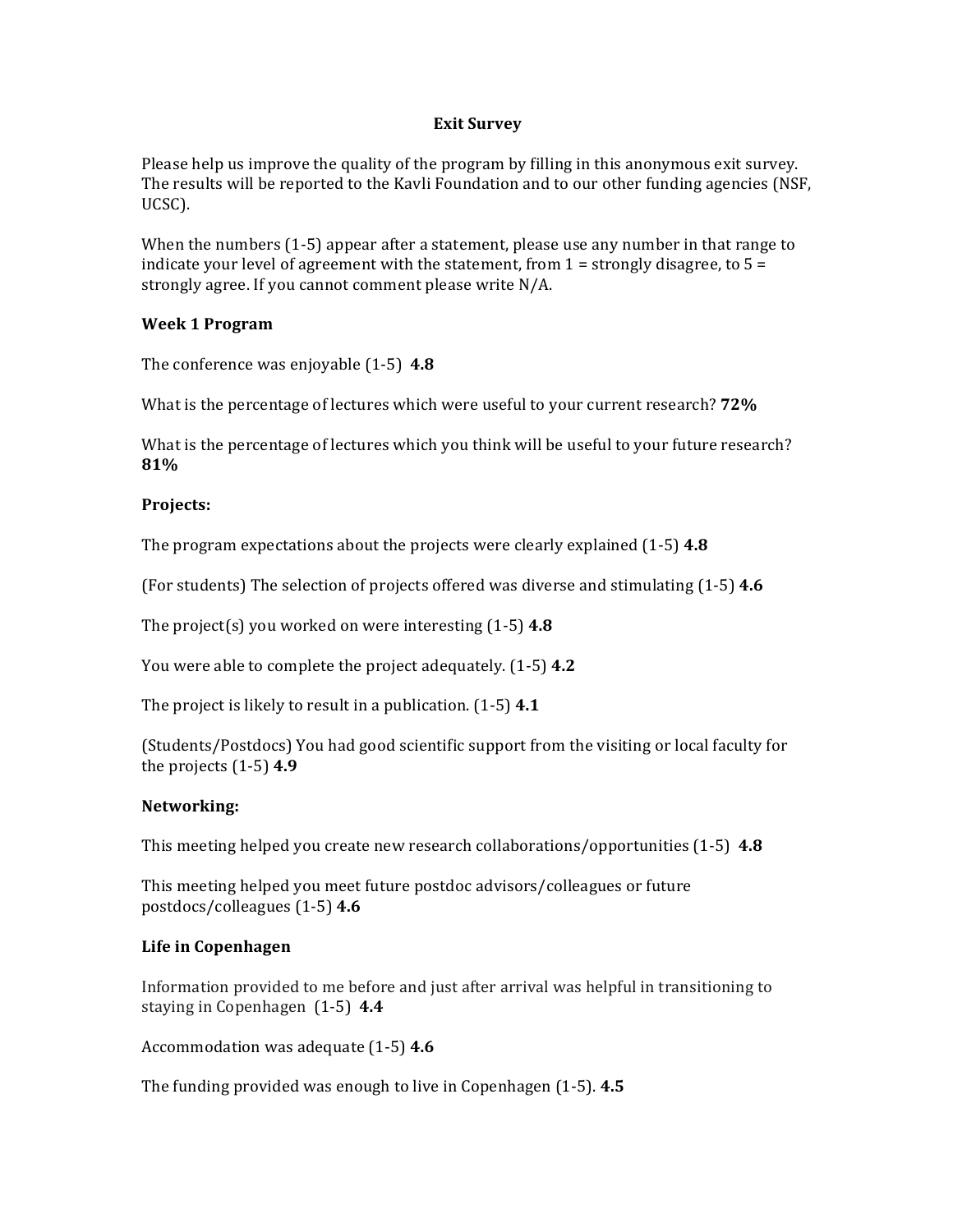# Exit Survey

Please help us improve the quality of the program by filling in this anonymous exit survey. The results will be reported to the Kavli Foundation and to our other funding agencies (NSF, UCSC).

When the numbers (1-5) appear after a statement, please use any number in that range to indicate your level of agreement with the statement, from 1 = strongly disagree, to 5 = strongly agree. If you cannot comment please write N/A.

### Week 1 Program

The conference was enjoyable (1-5) **4.8**

What is the percentage of lectures which were useful to your current research? **72%**

What is the percentage of lectures which you think will be useful to your future research? **81%**

### Projects:

The program expectations about the projects were clearly explained (1-5) **4.8**

(For students) The selection of projects offered was diverse and stimulating (1-5) **4.6**

The project(s) you worked on were interesting (1-5) **4.8**

You were able to complete the project adequately. (1-5) **4.2**

The project is likely to result in a publication. (1-5) **4.1**

(Students/Postdocs) You had good scientific support from the visiting or local faculty for the projects (1-5) **4.9**

### Networking:

This meeting helped you create new research collaborations/opportunities (1-5) **4.8**

This meeting helped you meet future postdoc advisors/colleagues or future postdocs/colleagues (1-5) **4.6**

### Life in Copenhagen

Information provided to me before and just after arrival was helpful in transitioning to staying in Copenhagen (1-5) **4.4**

Accommodation was adequate (1-5) **4.6**

The funding provided was enough to live in Copenhagen (1-5). **4.5**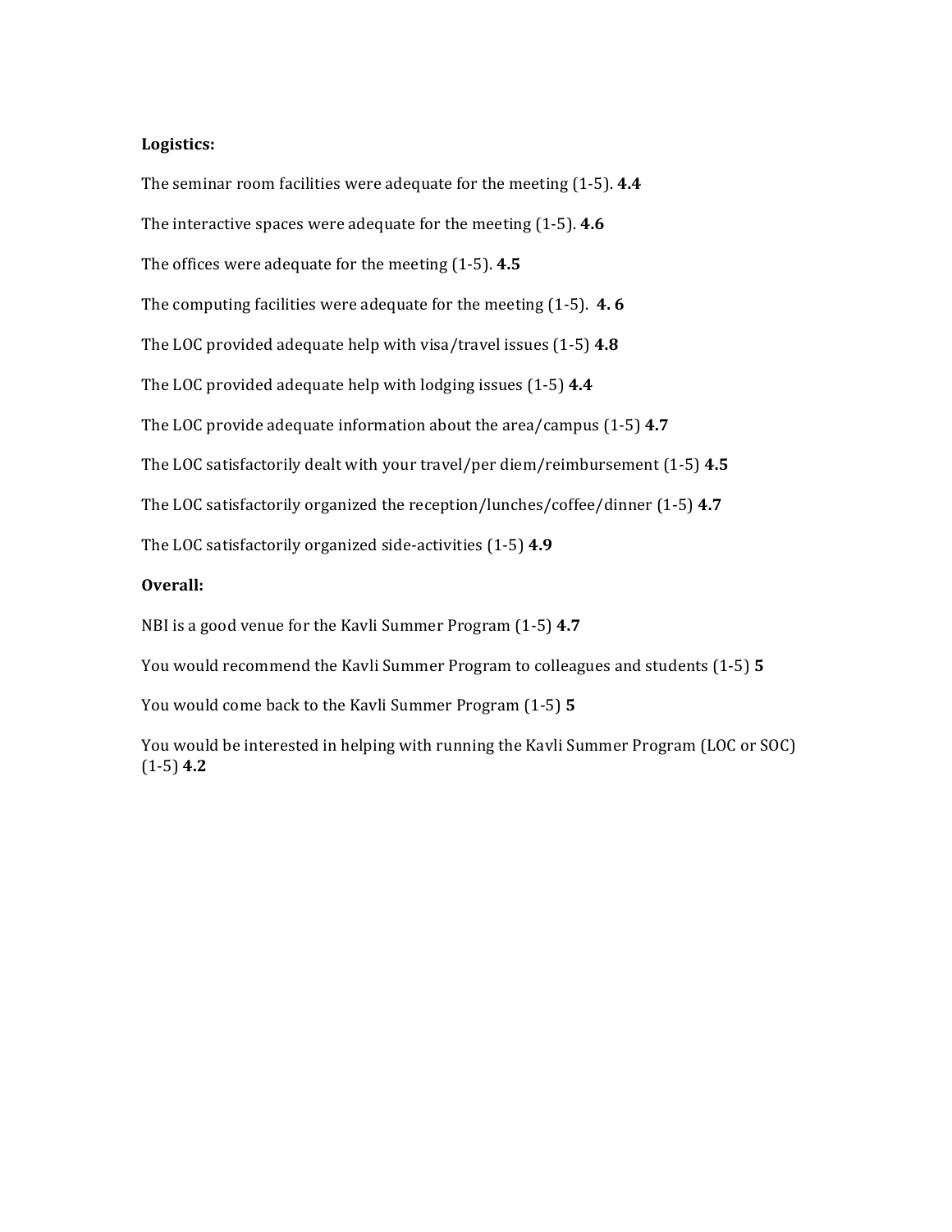**Logistics:**

The seminar room facilities were adequate for the meeting (1-5). **4.4**

The interactive spaces were adequate for the meeting (1-5). **4.6**

The offices were adequate for the meeting (1-5). **4.5**

The computing facilities were adequate for the meeting (1-5). **4. 6**

The LOC provided adequate help with visa/travel issues (1-5) **4.8**

The LOC provided adequate help with lodging issues (1-5) **4.4**

The LOC provide adequate information about the area/campus (1-5) **4.7**

The LOC satisfactorily dealt with your travel/per diem/reimbursement (1-5) **4.5**

The LOC satisfactorily organized the reception/lunches/coffee/dinner (1-5) **4.7**

The LOC satisfactorily organized side-activities (1-5) **4.9**

**Overall:**

NBI is a good venue for the Kavli Summer Program (1-5) **4.7**

You would recommend the Kavli Summer Program to colleagues and students (1-5) **5**

You would come back to the Kavli Summer Program (1-5) **5**

You would be interested in helping with running the Kavli Summer Program (LOC or SOC) (1-5) **4.2**